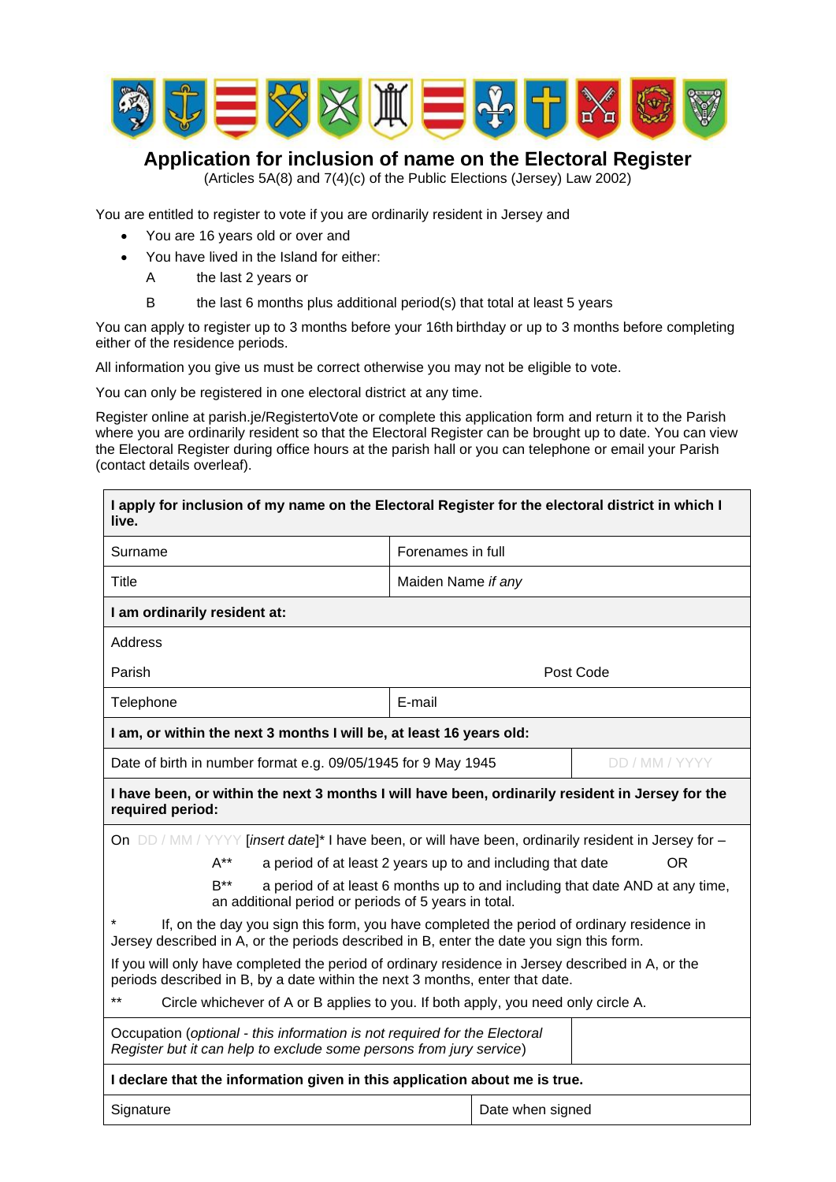# Application for inclusion of name on the Electoral Register

(Articles 5A(8) and 7(4)(c) of the Public Elections (Jersey) Law 2002)

You are entitled to register to vote if you are ordinarily resident in Jersey and

- You are 16 years old or over and
- You have lived in the Island for either:
  - A the last 2 years or
  - B the last 6 months plus additional period(s) that total at least 5 years

You can apply to register up to 3 months before your 16th birthday or up to 3 months before completing either of the residence periods.

All information you give us must be correct otherwise you may not be eligible to vote.

You can only be registered in one electoral district at any time.

Register online at parish.je/RegistertoVote or complete this application form and return it to the Parish where you are ordinarily resident so that the Electoral Register can be brought up to date. You can view the Electoral Register during office hours at the parish hall or you can telephone or email your Parish (contact details overleaf).

| **I apply for inclusion of my name on the Electoral Register for the electoral district in which I live.** | |
|---|---|
| Surname | Forenames in full |
| Title | Maiden Name *if any* |
| **I am ordinarily resident at:** | |
| Address | |
| Parish | Post Code |
| Telephone | E-mail |
| **I am, or within the next 3 months I will be, at least 16 years old:** | |
| Date of birth in number format e.g. 09/05/1945 for 9 May 1945 | DD / MM / YYYY |
| **I have been, or within the next 3 months I will have been, ordinarily resident in Jersey for the required period:** | |
| On DD / MM / YYYY [*insert date*]* I have been, or will have been, ordinarily resident in Jersey for –<br>A** a period of at least 2 years up to and including that date OR<br>B** a period of at least 6 months up to and including that date AND at any time, an additional period or periods of 5 years in total. | |
| * If, on the day you sign this form, you have completed the period of ordinary residence in Jersey described in A, or the periods described in B, enter the date you sign this form.<br>If you will only have completed the period of ordinary residence in Jersey described in A, or the periods described in B, by a date within the next 3 months, enter that date.<br>** Circle whichever of A or B applies to you. If both apply, you need only circle A. | |
| Occupation (*optional - this information is not required for the Electoral Register but it can help to exclude some persons from jury service*) | |
| **I declare that the information given in this application about me is true.** | |
| Signature | Date when signed |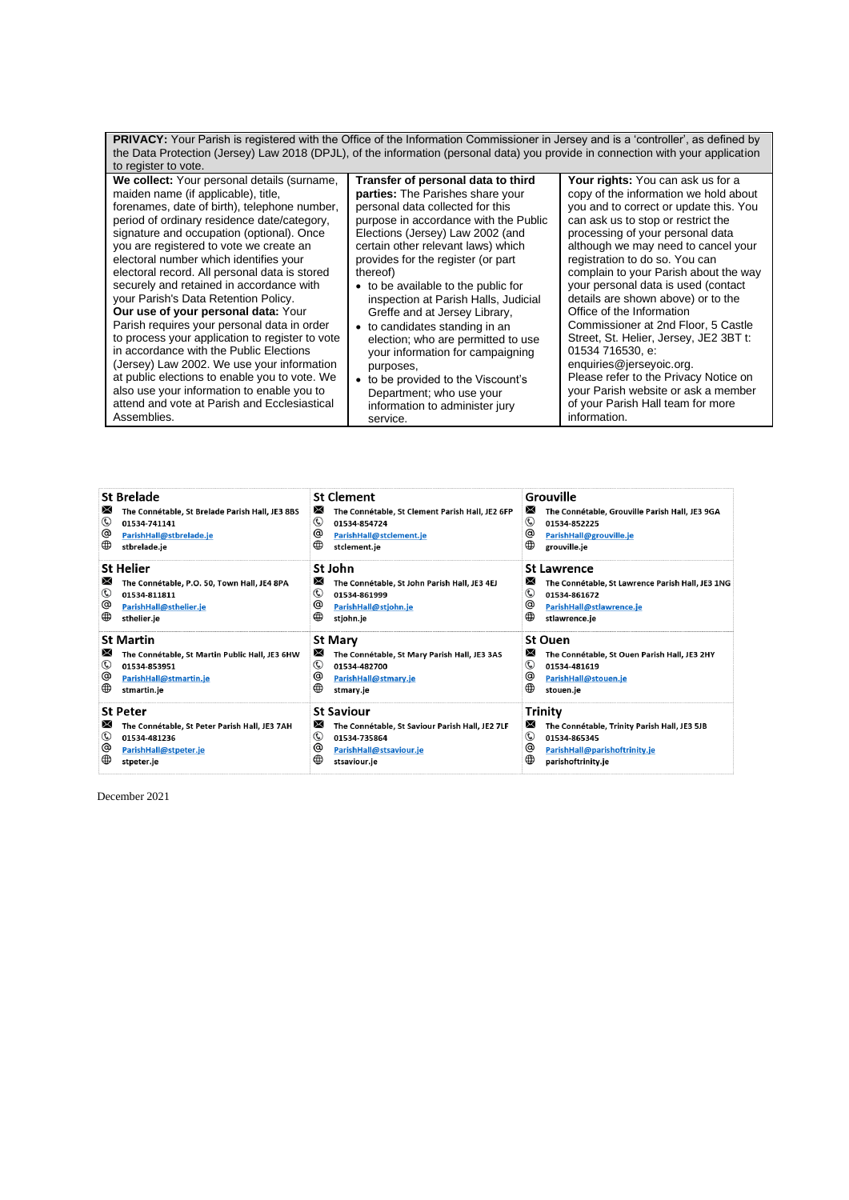**PRIVACY:** Your Parish is registered with the Office of the Information Commissioner in Jersey and is a 'controller', as defined by the Data Protection (Jersey) Law 2018 (DPJL), of the information (personal data) you provide in connection with your application to register to vote.

**We collect:** Your personal details (surname, maiden name (if applicable), title, forenames, date of birth), telephone number, period of ordinary residence date/category, signature and occupation (optional). Once you are registered to vote we create an electoral number which identifies your electoral record. All personal data is stored securely and retained in accordance with your Parish's Data Retention Policy.

**Our use of your personal data:** Your Parish requires your personal data in order to process your application to register to vote in accordance with the Public Elections (Jersey) Law 2002. We use your information at public elections to enable you to vote. We also use your information to enable you to attend and vote at Parish and Ecclesiastical Assemblies.

**Transfer of personal data to third parties:** The Parishes share your personal data collected for this purpose in accordance with the Public Elections (Jersey) Law 2002 (and certain other relevant laws) which provides for the register (or part thereof)

- to be available to the public for inspection at Parish Halls, Judicial Greffe and at Jersey Library,
- to candidates standing in an election; who are permitted to use your information for campaigning purposes,
- to be provided to the Viscount's Department; who use your information to administer jury service.

**Your rights:** You can ask us for a copy of the information we hold about you and to correct or update this. You can ask us to stop or restrict the processing of your personal data although we may need to cancel your registration to do so. You can complain to your Parish about the way your personal data is used (contact details are shown above) or to the Office of the Information Commissioner at 2nd Floor, 5 Castle Street, St. Helier, Jersey, JE2 3BT t: 01534 716530, e: enquiries@jerseyoic.org.
Please refer to the Privacy Notice on your Parish website or ask a member of your Parish Hall team for more information.

| | | |
|---|---|---|
| **St Brelade**<br>The Connétable, St Brelade Parish Hall, JE3 8BS<br>01534-741141<br>ParishHall@stbrelade.je<br>stbrelade.je | **St Clement**<br>The Connétable, St Clement Parish Hall, JE2 6FP<br>01534-854724<br>ParishHall@stclement.je<br>stclement.je | **Grouville**<br>The Connétable, Grouville Parish Hall, JE3 9GA<br>01534-852225<br>ParishHall@grouville.je<br>grouville.je |
| **St Helier**<br>The Connétable, P.O. 50, Town Hall, JE4 8PA<br>01534-811811<br>ParishHall@sthelier.je<br>sthelier.je | **St John**<br>The Connétable, St John Parish Hall, JE3 4EJ<br>01534-861999<br>ParishHall@stjohn.je<br>stjohn.je | **St Lawrence**<br>The Connétable, St Lawrence Parish Hall, JE3 1NG<br>01534-861672<br>ParishHall@stlawrence.je<br>stlawrence.je |
| **St Martin**<br>The Connétable, St Martin Public Hall, JE3 6HW<br>01534-853951<br>ParishHall@stmartin.je<br>stmartin.je | **St Mary**<br>The Connétable, St Mary Parish Hall, JE3 3AS<br>01534-482700<br>ParishHall@stmary.je<br>stmary.je | **St Ouen**<br>The Connétable, St Ouen Parish Hall, JE3 2HY<br>01534-481619<br>ParishHall@stouen.je<br>stouen.je |
| **St Peter**<br>The Connétable, St Peter Parish Hall, JE3 7AH<br>01534-481236<br>ParishHall@stpeter.je<br>stpeter.je | **St Saviour**<br>The Connétable, St Saviour Parish Hall, JE2 7LF<br>01534-735864<br>ParishHall@stsaviour.je<br>stsaviour.je | **Trinity**<br>The Connétable, Trinity Parish Hall, JE3 5JB<br>01534-865345<br>ParishHall@parishoftrinity.je<br>parishoftrinity.je |

December 2021